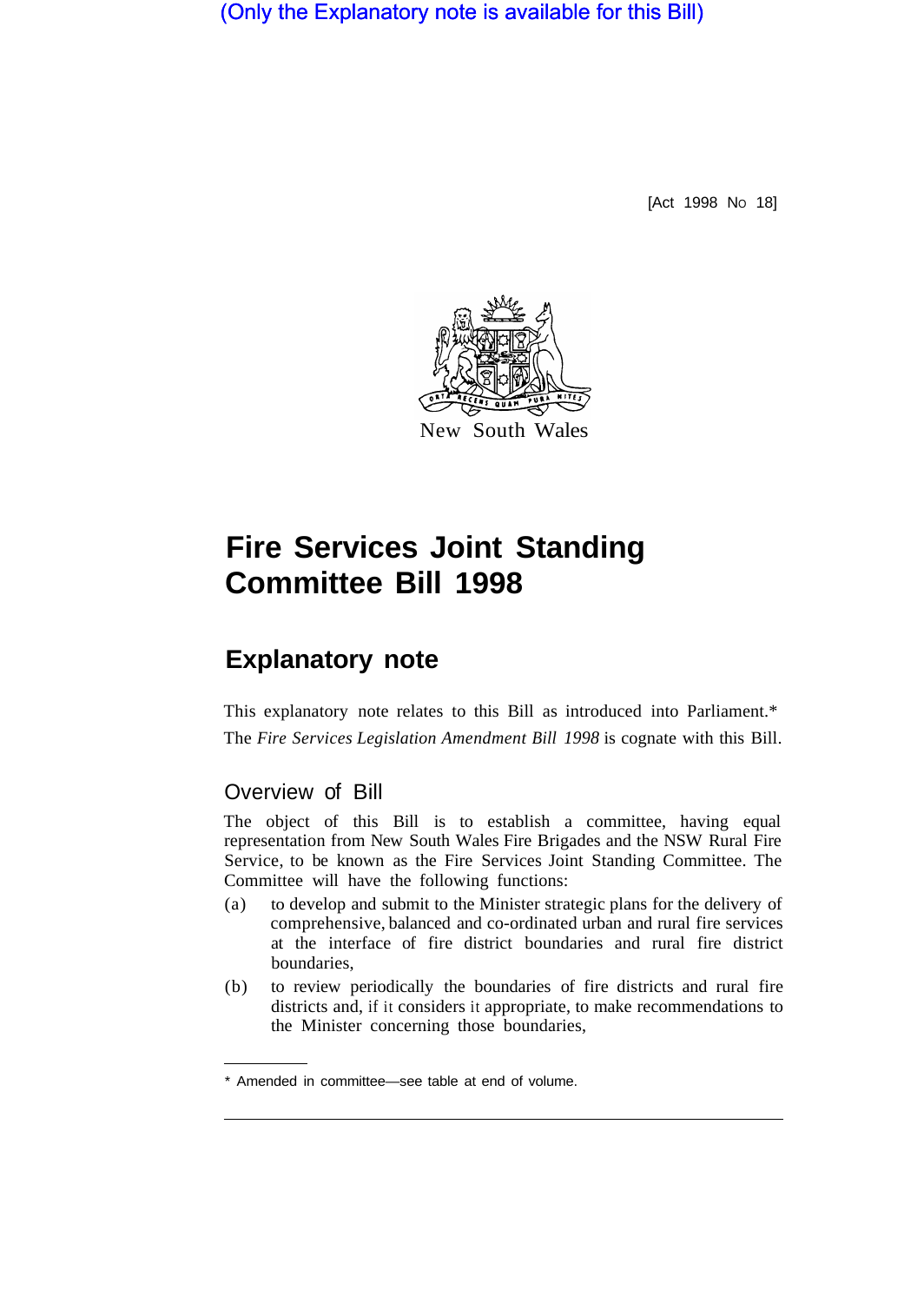(Only the Explanatory note is available for this Bill)

[Act 1998 No 18]

New South Wales

# Fire Services Joint Standing Committee Bill 1998

## Explanatory note

This explanatory note relates to this Bill as introduced into Parliament.*

The *Fire Services Legislation Amendment Bill 1998* is cognate with this Bill.

### Overview of Bill

The object of this Bill is to establish a committee, having equal representation from New South Wales Fire Brigades and the NSW Rural Fire Service, to be known as the Fire Services Joint Standing Committee. The Committee will have the following functions:

(a) to develop and submit to the Minister strategic plans for the delivery of comprehensive, balanced and co-ordinated urban and rural fire services at the interface of fire district boundaries and rural fire district boundaries,

(b) to review periodically the boundaries of fire districts and rural fire districts and, if it considers it appropriate, to make recommendations to the Minister concerning those boundaries,

* Amended in committee—see table at end of volume.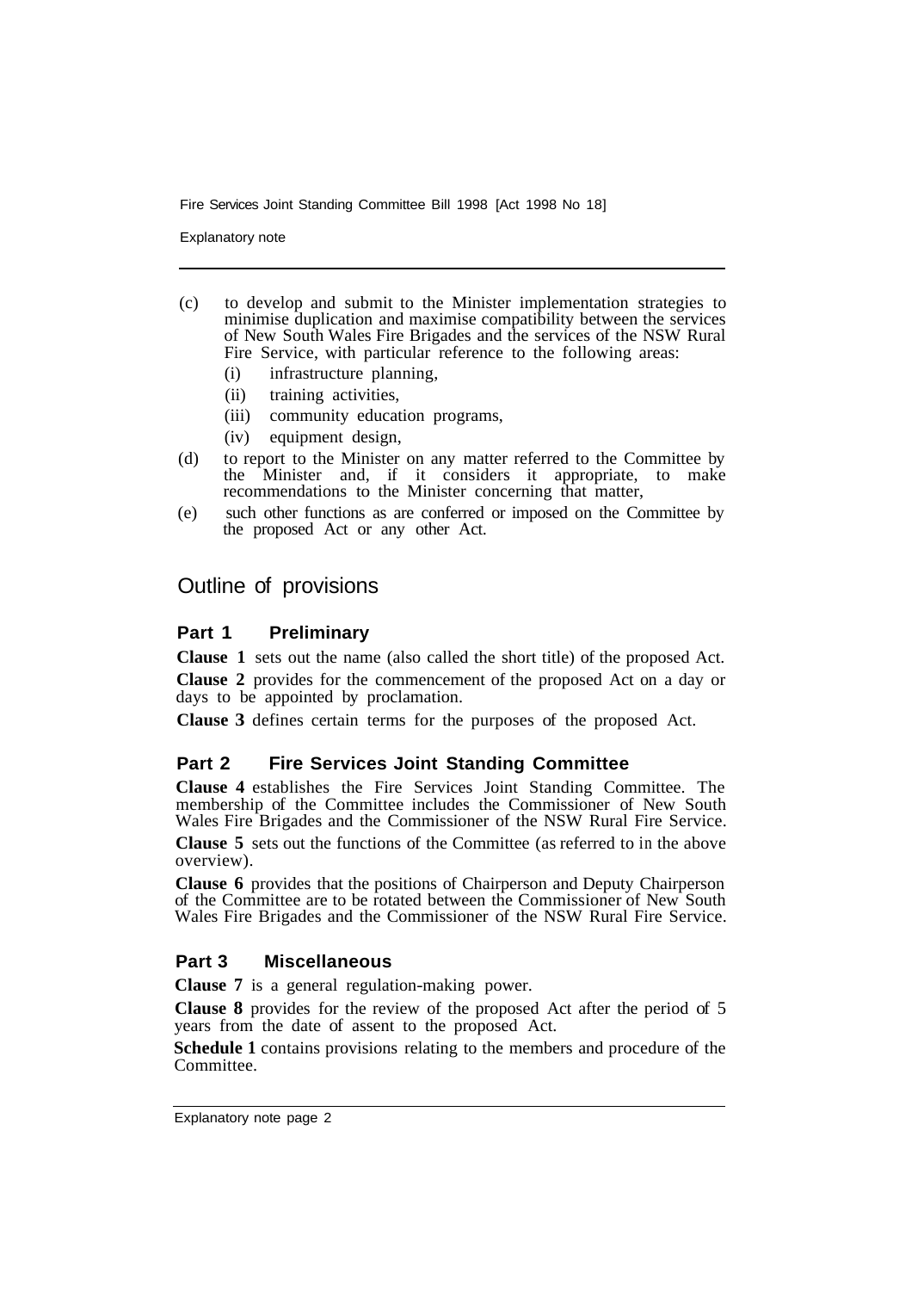(c) to develop and submit to the Minister implementation strategies to minimise duplication and maximise compatibility between the services of New South Wales Fire Brigades and the services of the NSW Rural Fire Service, with particular reference to the following areas:
   (i) infrastructure planning,
   (ii) training activities,
   (iii) community education programs,
   (iv) equipment design,

(d) to report to the Minister on any matter referred to the Committee by the Minister and, if it considers it appropriate, to make recommendations to the Minister concerning that matter,

(e) such other functions as are conferred or imposed on the Committee by the proposed Act or any other Act.

## Outline of provisions

### Part 1 Preliminary

**Clause 1** sets out the name (also called the short title) of the proposed Act.

**Clause 2** provides for the commencement of the proposed Act on a day or days to be appointed by proclamation.

**Clause 3** defines certain terms for the purposes of the proposed Act.

### Part 2 Fire Services Joint Standing Committee

**Clause 4** establishes the Fire Services Joint Standing Committee. The membership of the Committee includes the Commissioner of New South Wales Fire Brigades and the Commissioner of the NSW Rural Fire Service.

**Clause 5** sets out the functions of the Committee (as referred to in the above overview).

**Clause 6** provides that the positions of Chairperson and Deputy Chairperson of the Committee are to be rotated between the Commissioner of New South Wales Fire Brigades and the Commissioner of the NSW Rural Fire Service.

### Part 3 Miscellaneous

**Clause 7** is a general regulation-making power.

**Clause 8** provides for the review of the proposed Act after the period of 5 years from the date of assent to the proposed Act.

**Schedule 1** contains provisions relating to the members and procedure of the Committee.